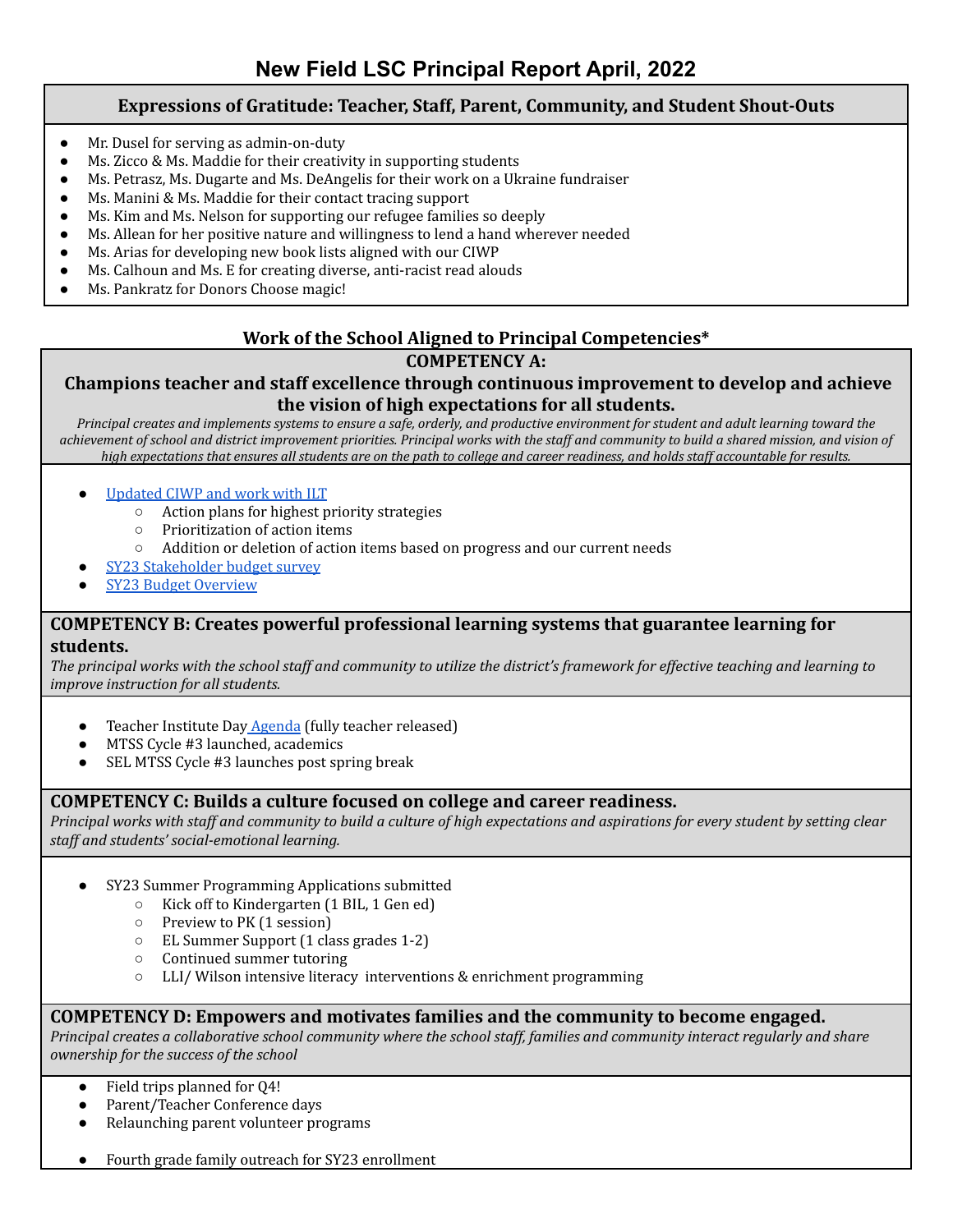# New Field LSC Principal Report April, 2022

## Expressions of Gratitude: Teacher, Staff, Parent, Community, and Student Shout-Outs

- Mr. Dusel for serving as admin-on-duty
- Ms. Zicco & Ms. Maddie for their creativity in supporting students
- Ms. Petrasz, Ms. Dugarte and Ms. DeAngelis for their work on a Ukraine fundraiser
- Ms. Manini & Ms. Maddie for their contact tracing support
- Ms. Kim and Ms. Nelson for supporting our refugee families so deeply
- Ms. Allean for her positive nature and willingness to lend a hand wherever needed
- Ms. Arias for developing new book lists aligned with our CIWP
- Ms. Calhoun and Ms. E for creating diverse, anti-racist read alouds
- Ms. Pankratz for Donors Choose magic!

## Work of the School Aligned to Principal Competencies*

### COMPETENCY A: Champions teacher and staff excellence through continuous improvement to develop and achieve the vision of high expectations for all students.

*Principal creates and implements systems to ensure a safe, orderly, and productive environment for student and adult learning toward the achievement of school and district improvement priorities. Principal works with the staff and community to build a shared mission, and vision of high expectations that ensures all students are on the path to college and career readiness, and holds staff accountable for results.*

- Updated CIWP and work with ILT
  - Action plans for highest priority strategies
  - Prioritization of action items
  - Addition or deletion of action items based on progress and our current needs
- SY23 Stakeholder budget survey
- SY23 Budget Overview

### COMPETENCY B: Creates powerful professional learning systems that guarantee learning for students.

*The principal works with the school staff and community to utilize the district's framework for effective teaching and learning to improve instruction for all students.*

- Teacher Institute Day Agenda (fully teacher released)
- MTSS Cycle #3 launched, academics
- SEL MTSS Cycle #3 launches post spring break

### COMPETENCY C: Builds a culture focused on college and career readiness.

*Principal works with staff and community to build a culture of high expectations and aspirations for every student by setting clear staff and students' social-emotional learning.*

- SY23 Summer Programming Applications submitted
  - Kick off to Kindergarten (1 BIL, 1 Gen ed)
  - Preview to PK (1 session)
  - EL Summer Support (1 class grades 1-2)
  - Continued summer tutoring
  - LLI/ Wilson intensive literacy interventions & enrichment programming

### COMPETENCY D: Empowers and motivates families and the community to become engaged.

*Principal creates a collaborative school community where the school staff, families and community interact regularly and share ownership for the success of the school*

- Field trips planned for Q4!
- Parent/Teacher Conference days
- Relaunching parent volunteer programs
- Fourth grade family outreach for SY23 enrollment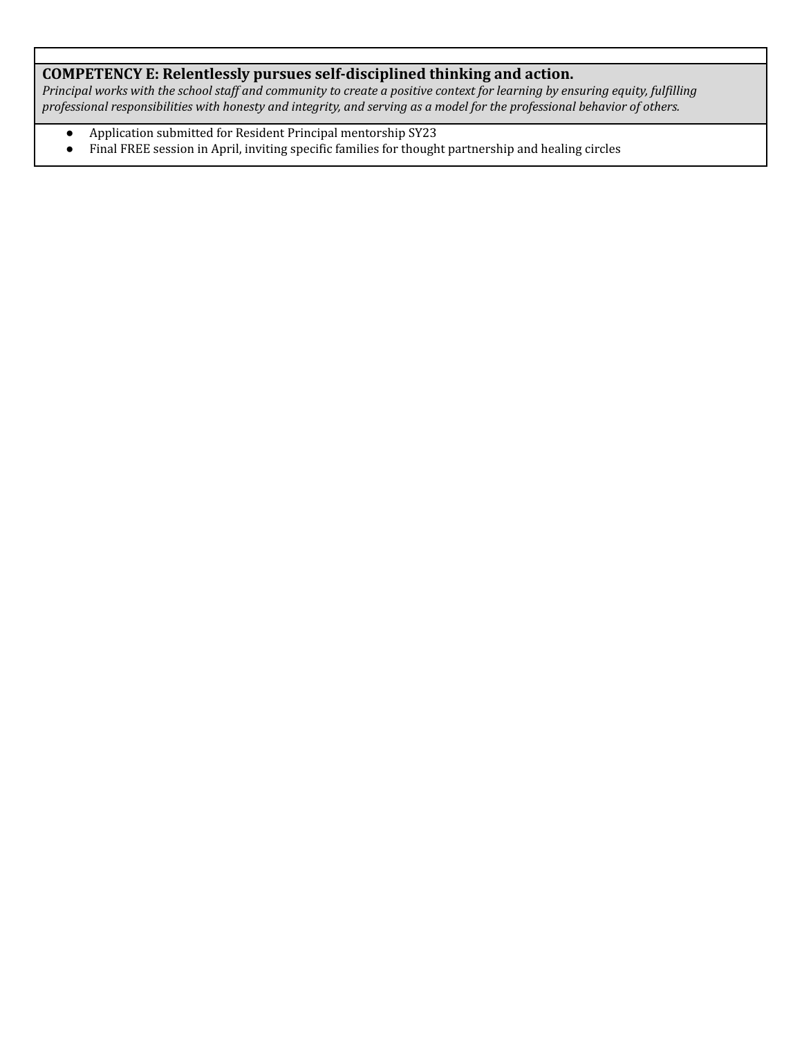**COMPETENCY E: Relentlessly pursues self-disciplined thinking and action.**

*Principal works with the school staff and community to create a positive context for learning by ensuring equity, fulfilling professional responsibilities with honesty and integrity, and serving as a model for the professional behavior of others.*

- Application submitted for Resident Principal mentorship SY23
- Final FREE session in April, inviting specific families for thought partnership and healing circles